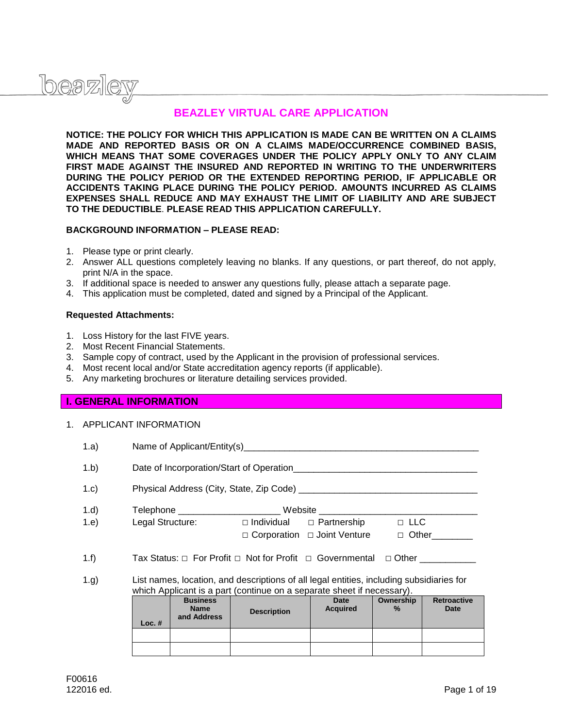beazley

# BEAZLEY VIRTUAL CARE APPLICATION

**NOTICE: THE POLICY FOR WHICH THIS APPLICATION IS MADE CAN BE WRITTEN ON A CLAIMS MADE AND REPORTED BASIS OR ON A CLAIMS MADE/OCCURRENCE COMBINED BASIS, WHICH MEANS THAT SOME COVERAGES UNDER THE POLICY APPLY ONLY TO ANY CLAIM FIRST MADE AGAINST THE INSURED AND REPORTED IN WRITING TO THE UNDERWRITERS DURING THE POLICY PERIOD OR THE EXTENDED REPORTING PERIOD, IF APPLICABLE OR ACCIDENTS TAKING PLACE DURING THE POLICY PERIOD. AMOUNTS INCURRED AS CLAIMS EXPENSES SHALL REDUCE AND MAY EXHAUST THE LIMIT OF LIABILITY AND ARE SUBJECT TO THE DEDUCTIBLE. PLEASE READ THIS APPLICATION CAREFULLY.**

**BACKGROUND INFORMATION – PLEASE READ:**

1. Please type or print clearly.
2. Answer ALL questions completely leaving no blanks. If any questions, or part thereof, do not apply, print N/A in the space.
3. If additional space is needed to answer any questions fully, please attach a separate page.
4. This application must be completed, dated and signed by a Principal of the Applicant.

**Requested Attachments:**

1. Loss History for the last FIVE years.
2. Most Recent Financial Statements.
3. Sample copy of contract, used by the Applicant in the provision of professional services.
4. Most recent local and/or State accreditation agency reports (if applicable).
5. Any marketing brochures or literature detailing services provided.

## I. GENERAL INFORMATION

1. APPLICANT INFORMATION

1.a) Name of Applicant/Entity(s)_______________________________________________

1.b) Date of Incorporation/Start of Operation____________________________________

1.c) Physical Address (City, State, Zip Code) ___________________________________

1.d) Telephone ___________________ Website _____________________________

1.e) Legal Structure: □ Individual □ Partnership □ LLC □ Corporation □ Joint Venture □ Other________

1.f) Tax Status: □ For Profit □ Not for Profit □ Governmental □ Other ___________

1.g) List names, location, and descriptions of all legal entities, including subsidiaries for which Applicant is a part (continue on a separate sheet if necessary).

| Loc. # | Business Name and Address | Description | Date Acquired | Ownership % | Retroactive Date |
|---|---|---|---|---|---|
| | | | | | |
| | | | | | |

F00616
122016 ed.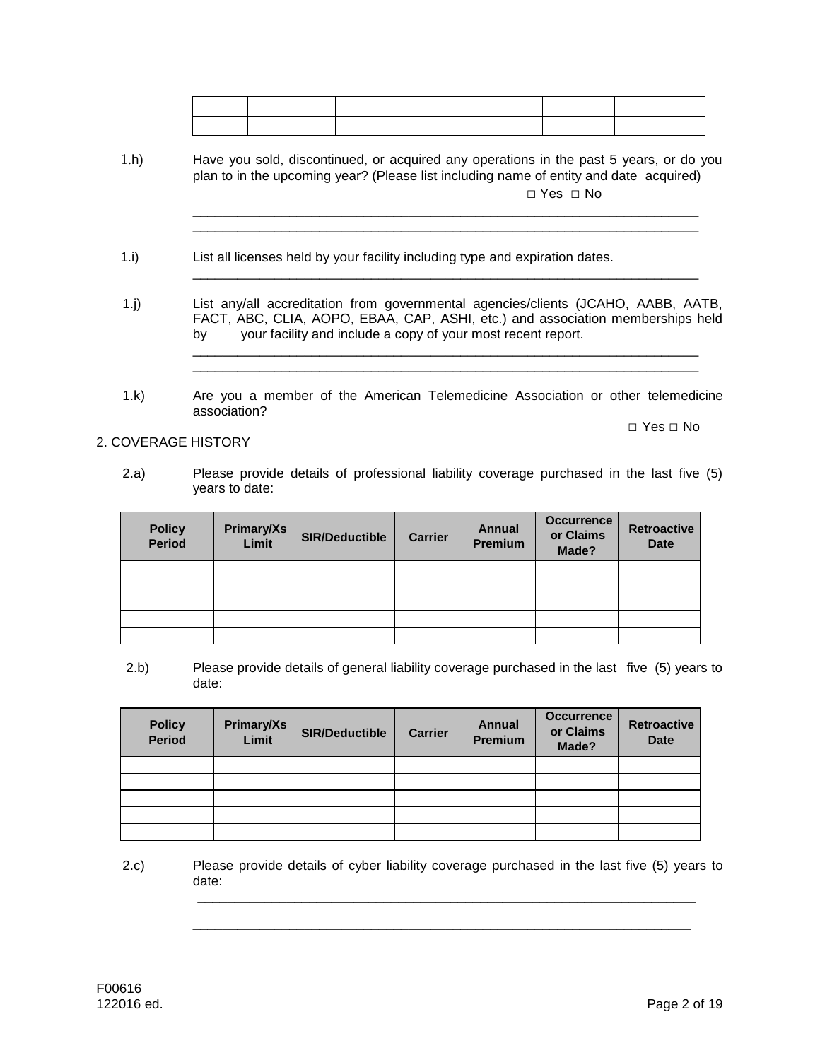| | | | | | |
|---|---|---|---|---|---|
| | | | | | |
| | | | | | |

1.h) Have you sold, discontinued, or acquired any operations in the past 5 years, or do you plan to in the upcoming year? (Please list including name of entity and date acquired)

□ Yes □ No

______________________________________________________________________

______________________________________________________________________

1.i) List all licenses held by your facility including type and expiration dates.

______________________________________________________________________

1.j) List any/all accreditation from governmental agencies/clients (JCAHO, AABB, AATB, FACT, ABC, CLIA, AOPO, EBAA, CAP, ASHI, etc.) and association memberships held by your facility and include a copy of your most recent report.

______________________________________________________________________

______________________________________________________________________

1.k) Are you a member of the American Telemedicine Association or other telemedicine association?

□ Yes □ No

## 2. COVERAGE HISTORY

2.a) Please provide details of professional liability coverage purchased in the last five (5) years to date:

| Policy Period | Primary/Xs Limit | SIR/Deductible | Carrier | Annual Premium | Occurrence or Claims Made? | Retroactive Date |
|---|---|---|---|---|---|---|
| | | | | | | |
| | | | | | | |
| | | | | | | |
| | | | | | | |
| | | | | | | |

2.b) Please provide details of general liability coverage purchased in the last five (5) years to date:

| Policy Period | Primary/Xs Limit | SIR/Deductible | Carrier | Annual Premium | Occurrence or Claims Made? | Retroactive Date |
|---|---|---|---|---|---|---|
| | | | | | | |
| | | | | | | |
| | | | | | | |
| | | | | | | |
| | | | | | | |

2.c) Please provide details of cyber liability coverage purchased in the last five (5) years to date:

______________________________________________________________________

______________________________________________________________________

F00616
122016 ed.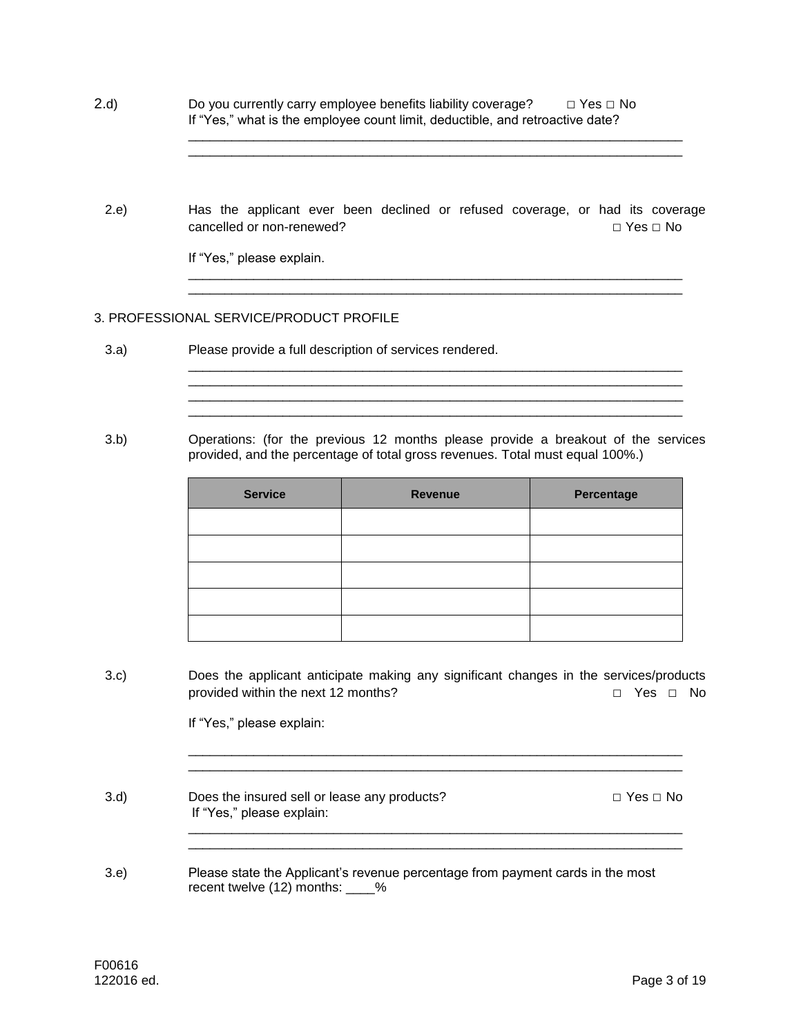2.d) Do you currently carry employee benefits liability coverage? □ Yes □ No
If "Yes," what is the employee count limit, deductible, and retroactive date?

______________________________________________________________________
______________________________________________________________________

2.e) Has the applicant ever been declined or refused coverage, or had its coverage cancelled or non-renewed? □ Yes □ No

If "Yes," please explain.

______________________________________________________________________
______________________________________________________________________

## 3. PROFESSIONAL SERVICE/PRODUCT PROFILE

3.a) Please provide a full description of services rendered.

______________________________________________________________________
______________________________________________________________________
______________________________________________________________________
______________________________________________________________________

3.b) Operations: (for the previous 12 months please provide a breakout of the services provided, and the percentage of total gross revenues. Total must equal 100%.)

| Service | Revenue | Percentage |
|---|---|---|
| | | |
| | | |
| | | |
| | | |
| | | |

3.c) Does the applicant anticipate making any significant changes in the services/products provided within the next 12 months? □ Yes □ No

If "Yes," please explain:

______________________________________________________________________
______________________________________________________________________

3.d) Does the insured sell or lease any products? □ Yes □ No
If "Yes," please explain:

______________________________________________________________________
______________________________________________________________________

3.e) Please state the Applicant's revenue percentage from payment cards in the most recent twelve (12) months: ____%

F00616
122016 ed.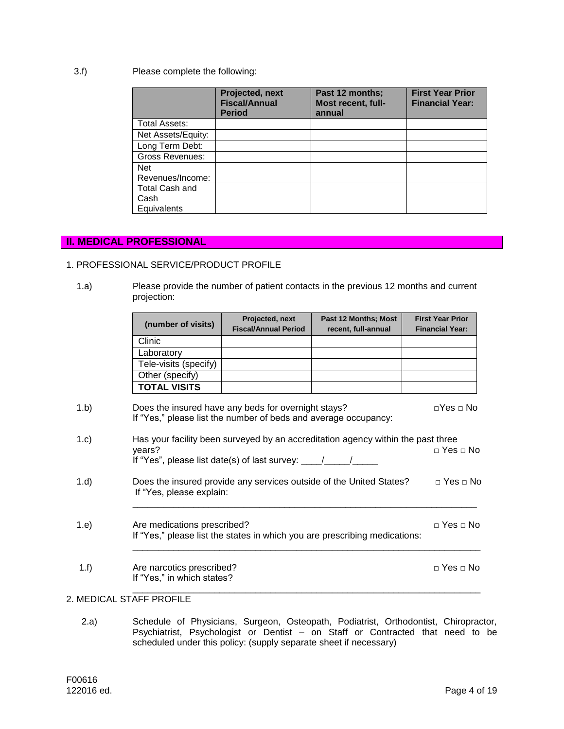3.f) Please complete the following:

| | Projected, next Fiscal/Annual Period | Past 12 months; Most recent, full-annual | First Year Prior Financial Year: |
|---|---|---|---|
| Total Assets: | | | |
| Net Assets/Equity: | | | |
| Long Term Debt: | | | |
| Gross Revenues: | | | |
| Net Revenues/Income: | | | |
| Total Cash and Cash Equivalents | | | |

## II. MEDICAL PROFESSIONAL

1. PROFESSIONAL SERVICE/PRODUCT PROFILE

1.a) Please provide the number of patient contacts in the previous 12 months and current projection:

| (number of visits) | Projected, next Fiscal/Annual Period | Past 12 Months; Most recent, full-annual | First Year Prior Financial Year: |
|---|---|---|---|
| Clinic | | | |
| Laboratory | | | |
| Tele-visits (specify) | | | |
| Other (specify) | | | |
| **TOTAL VISITS** | | | |

1.b) Does the insured have any beds for overnight stays? □Yes □ No
If "Yes," please list the number of beds and average occupancy:

1.c) Has your facility been surveyed by an accreditation agency within the past three years? □ Yes □ No
If "Yes", please list date(s) of last survey: ____/_____/_____

1.d) Does the insured provide any services outside of the United States? □ Yes □ No
If "Yes, please explain:
_____________________________________________________________________

1.e) Are medications prescribed? □ Yes □ No
If "Yes," please list the states in which you are prescribing medications:
_____________________________________________________________________

1.f) Are narcotics prescribed? □ Yes □ No
If "Yes," in which states?
_____________________________________________________________________

2. MEDICAL STAFF PROFILE

2.a) Schedule of Physicians, Surgeon, Osteopath, Podiatrist, Orthodontist, Chiropractor, Psychiatrist, Psychologist or Dentist – on Staff or Contracted that need to be scheduled under this policy: (supply separate sheet if necessary)

F00616
122016 ed.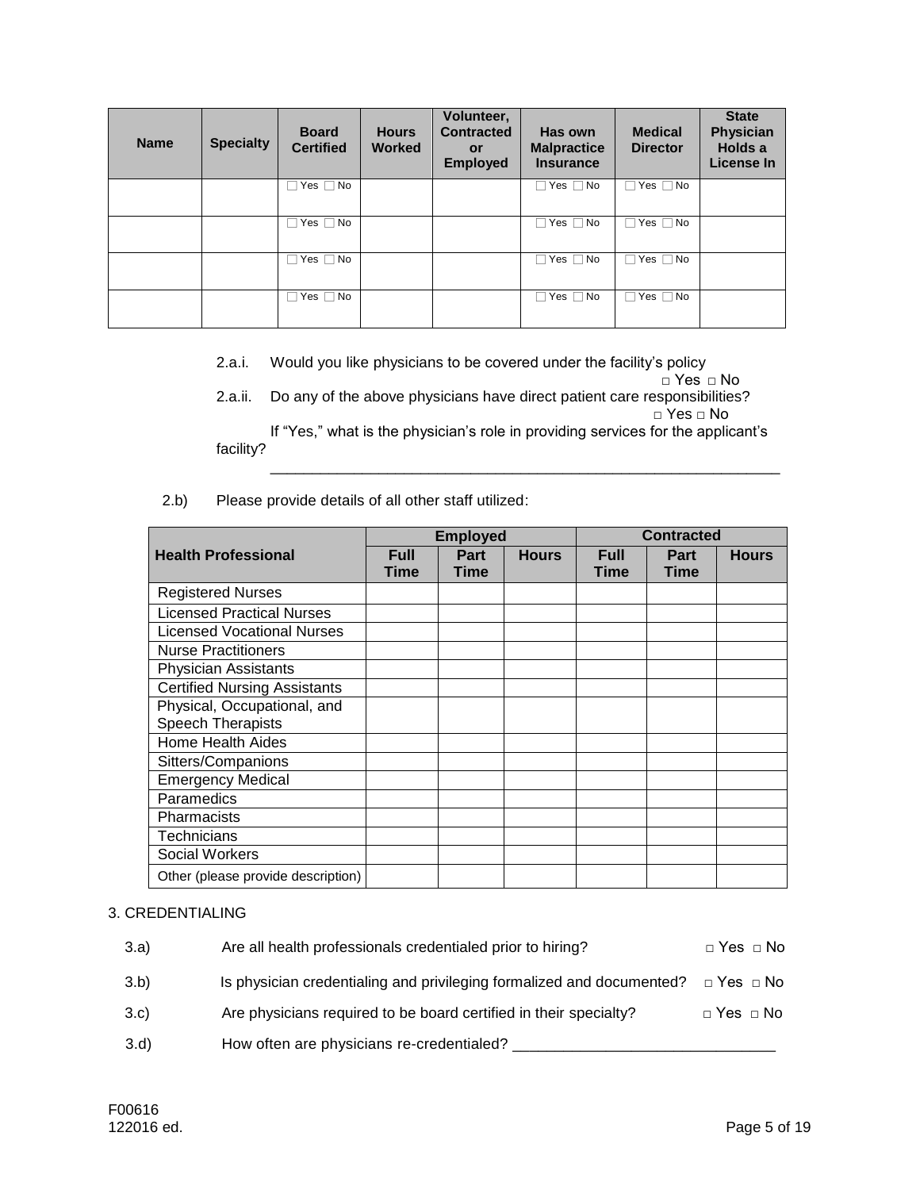| Name | Specialty | Board Certified | Hours Worked | Volunteer, Contracted or Employed | Has own Malpractice Insurance | Medical Director | State Physician Holds a License In |
|---|---|---|---|---|---|---|---|
| | | ☐ Yes ☐ No | | | ☐ Yes ☐ No | ☐ Yes ☐ No | |
| | | ☐ Yes ☐ No | | | ☐ Yes ☐ No | ☐ Yes ☐ No | |
| | | ☐ Yes ☐ No | | | ☐ Yes ☐ No | ☐ Yes ☐ No | |
| | | ☐ Yes ☐ No | | | ☐ Yes ☐ No | ☐ Yes ☐ No | |

2.a.i. Would you like physicians to be covered under the facility's policy
□ Yes □ No

2.a.ii. Do any of the above physicians have direct patient care responsibilities?
□ Yes □ No

If "Yes," what is the physician's role in providing services for the applicant's facility?
_______________________________________________________________

2.b) Please provide details of all other staff utilized:

| Health Professional | Employed | | | Contracted | | |
|---|---|---|---|---|---|---|
| | Full Time | Part Time | Hours | Full Time | Part Time | Hours |
| Registered Nurses | | | | | | |
| Licensed Practical Nurses | | | | | | |
| Licensed Vocational Nurses | | | | | | |
| Nurse Practitioners | | | | | | |
| Physician Assistants | | | | | | |
| Certified Nursing Assistants | | | | | | |
| Physical, Occupational, and Speech Therapists | | | | | | |
| Home Health Aides | | | | | | |
| Sitters/Companions | | | | | | |
| Emergency Medical | | | | | | |
| Paramedics | | | | | | |
| Pharmacists | | | | | | |
| Technicians | | | | | | |
| Social Workers | | | | | | |
| Other (please provide description) | | | | | | |

3. CREDENTIALING

3.a) Are all health professionals credentialed prior to hiring? □ Yes □ No

3.b) Is physician credentialing and privileging formalized and documented? □ Yes □ No

3.c) Are physicians required to be board certified in their specialty? □ Yes □ No

3.d) How often are physicians re-credentialed? ______________________________

F00616
122016 ed.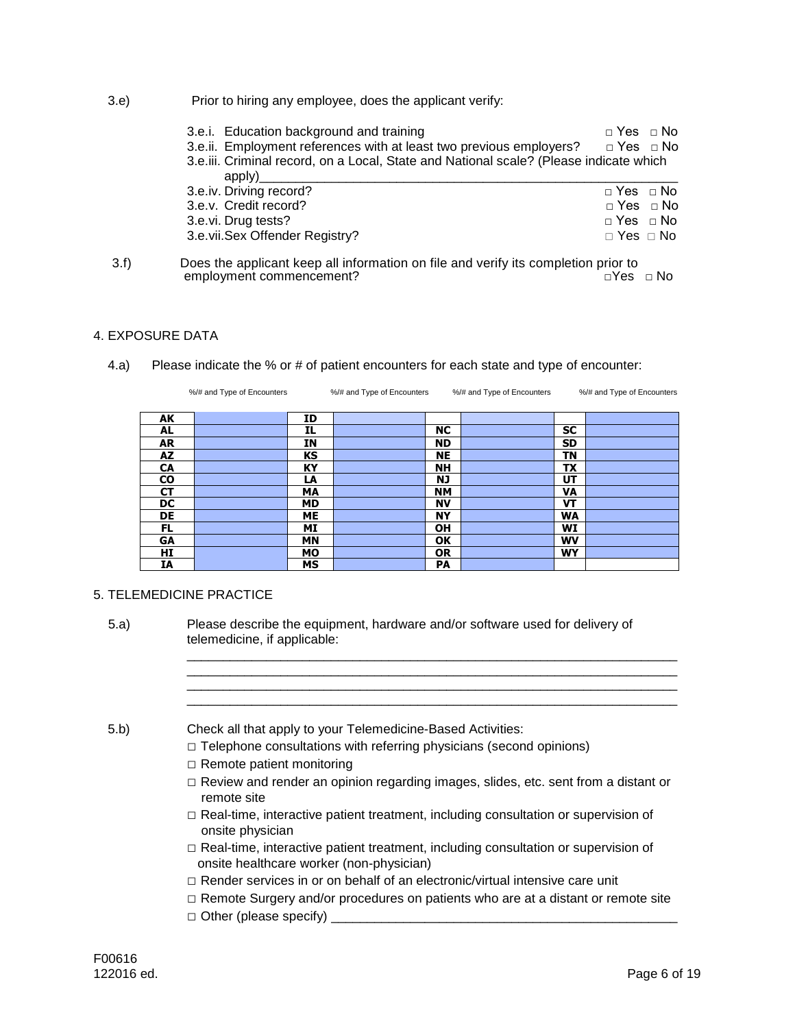3.e) Prior to hiring any employee, does the applicant verify:

3.e.i. Education background and training □ Yes □ No
3.e.ii. Employment references with at least two previous employers? □ Yes □ No
3.e.iii. Criminal record, on a Local, State and National scale? (Please indicate which apply)______________________________________________________________
3.e.iv. Driving record? □ Yes □ No
3.e.v. Credit record? □ Yes □ No
3.e.vi. Drug tests? □ Yes □ No
3.e.vii. Sex Offender Registry? □ Yes □ No

3.f) Does the applicant keep all information on file and verify its completion prior to employment commencement? □Yes □ No

## 4. EXPOSURE DATA

4.a) Please indicate the % or # of patient encounters for each state and type of encounter:

| | %/# and Type of Encounters | | %/# and Type of Encounters | | %/# and Type of Encounters | | %/# and Type of Encounters |
|---|---|---|---|---|---|---|---|
| AK | | ID | | | | | |
| AL | | IL | | NC | | SC | |
| AR | | IN | | ND | | SD | |
| AZ | | KS | | NE | | TN | |
| CA | | KY | | NH | | TX | |
| CO | | LA | | NJ | | UT | |
| CT | | MA | | NM | | VA | |
| DC | | MD | | NV | | VT | |
| DE | | ME | | NY | | WA | |
| FL | | MI | | OH | | WI | |
| GA | | MN | | OK | | WV | |
| HI | | MO | | OR | | WY | |
| IA | | MS | | PA | | | |

## 5. TELEMEDICINE PRACTICE

5.a) Please describe the equipment, hardware and/or software used for delivery of telemedicine, if applicable:

______________________________________________________________________
______________________________________________________________________
______________________________________________________________________
______________________________________________________________________

5.b) Check all that apply to your Telemedicine-Based Activities:

□ Telephone consultations with referring physicians (second opinions)
□ Remote patient monitoring
□ Review and render an opinion regarding images, slides, etc. sent from a distant or remote site
□ Real-time, interactive patient treatment, including consultation or supervision of onsite physician
□ Real-time, interactive patient treatment, including consultation or supervision of onsite healthcare worker (non-physician)
□ Render services in or on behalf of an electronic/virtual intensive care unit
□ Remote Surgery and/or procedures on patients who are at a distant or remote site
□ Other (please specify) ______________________________________________

F00616
122016 ed.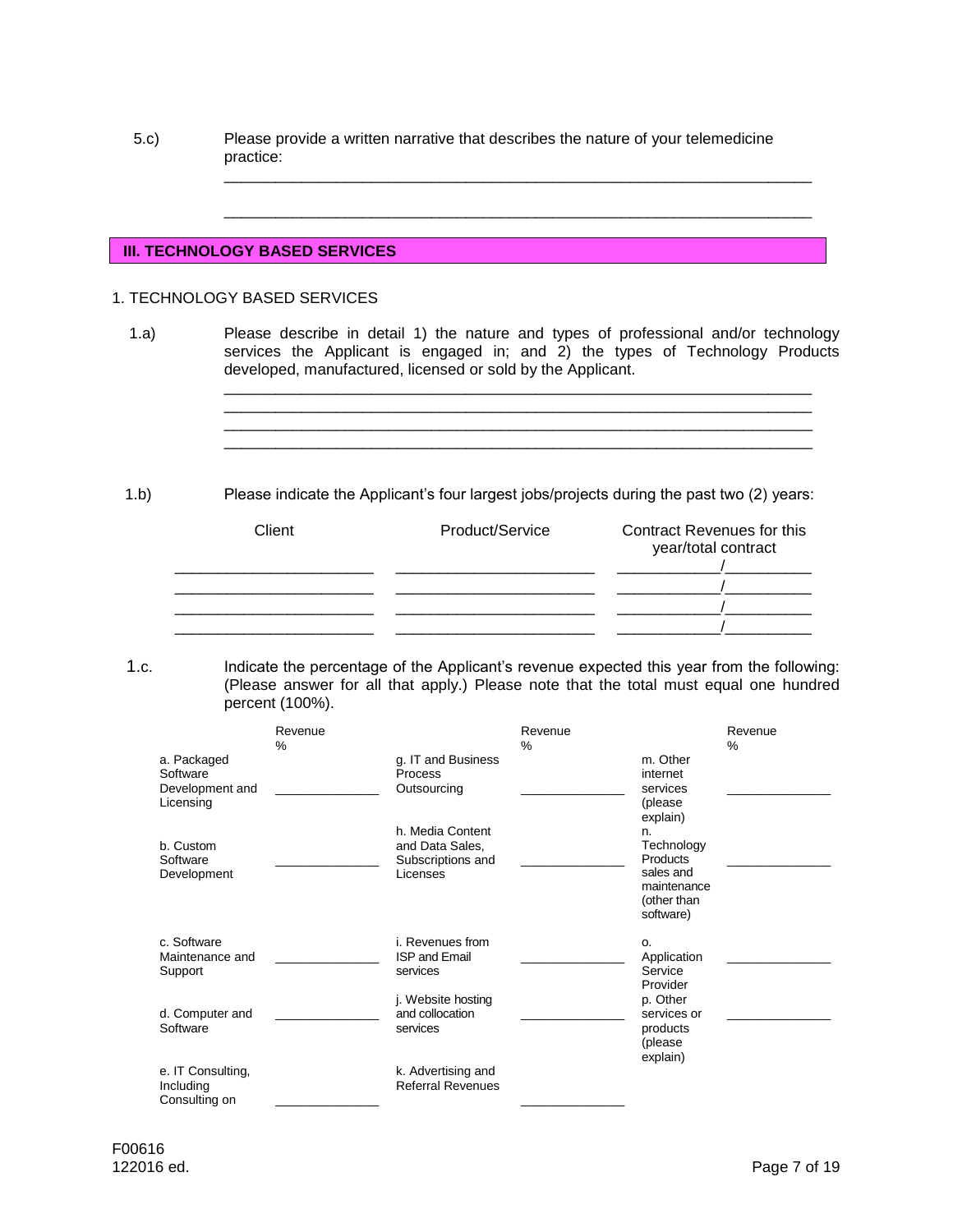5.c) Please provide a written narrative that describes the nature of your telemedicine practice:

_______________________________________________________________

_______________________________________________________________

## III. TECHNOLOGY BASED SERVICES

1. TECHNOLOGY BASED SERVICES

1.a) Please describe in detail 1) the nature and types of professional and/or technology services the Applicant is engaged in; and 2) the types of Technology Products developed, manufactured, licensed or sold by the Applicant.

_______________________________________________________________
_______________________________________________________________
_______________________________________________________________
_______________________________________________________________

1.b) Please indicate the Applicant's four largest jobs/projects during the past two (2) years:

| Client | Product/Service | Contract Revenues for this year/total contract |
|---|---|---|
| ____________________ | ____________________ | __________/__________ |
| ____________________ | ____________________ | __________/__________ |
| ____________________ | ____________________ | __________/__________ |
| ____________________ | ____________________ | __________/__________ |

1.c. Indicate the percentage of the Applicant's revenue expected this year from the following: (Please answer for all that apply.) Please note that the total must equal one hundred percent (100%).

| | Revenue % | | Revenue % | | Revenue % |
|---|---|---|---|---|---|
| a. Packaged Software Development and Licensing | ____________ | g. IT and Business Process Outsourcing | ____________ | m. Other internet services (please explain) | ____________ |
| b. Custom Software Development | ____________ | h. Media Content and Data Sales, Subscriptions and Licenses | ____________ | n. Technology Products sales and maintenance (other than software) | ____________ |
| c. Software Maintenance and Support | ____________ | i. Revenues from ISP and Email services | ____________ | o. Application Service Provider | ____________ |
| d. Computer and Software | ____________ | j. Website hosting and collocation services | ____________ | p. Other services or products (please explain) | ____________ |
| e. IT Consulting, Including Consulting on | ____________ | k. Advertising and Referral Revenues | ____________ | | |

F00616
122016 ed.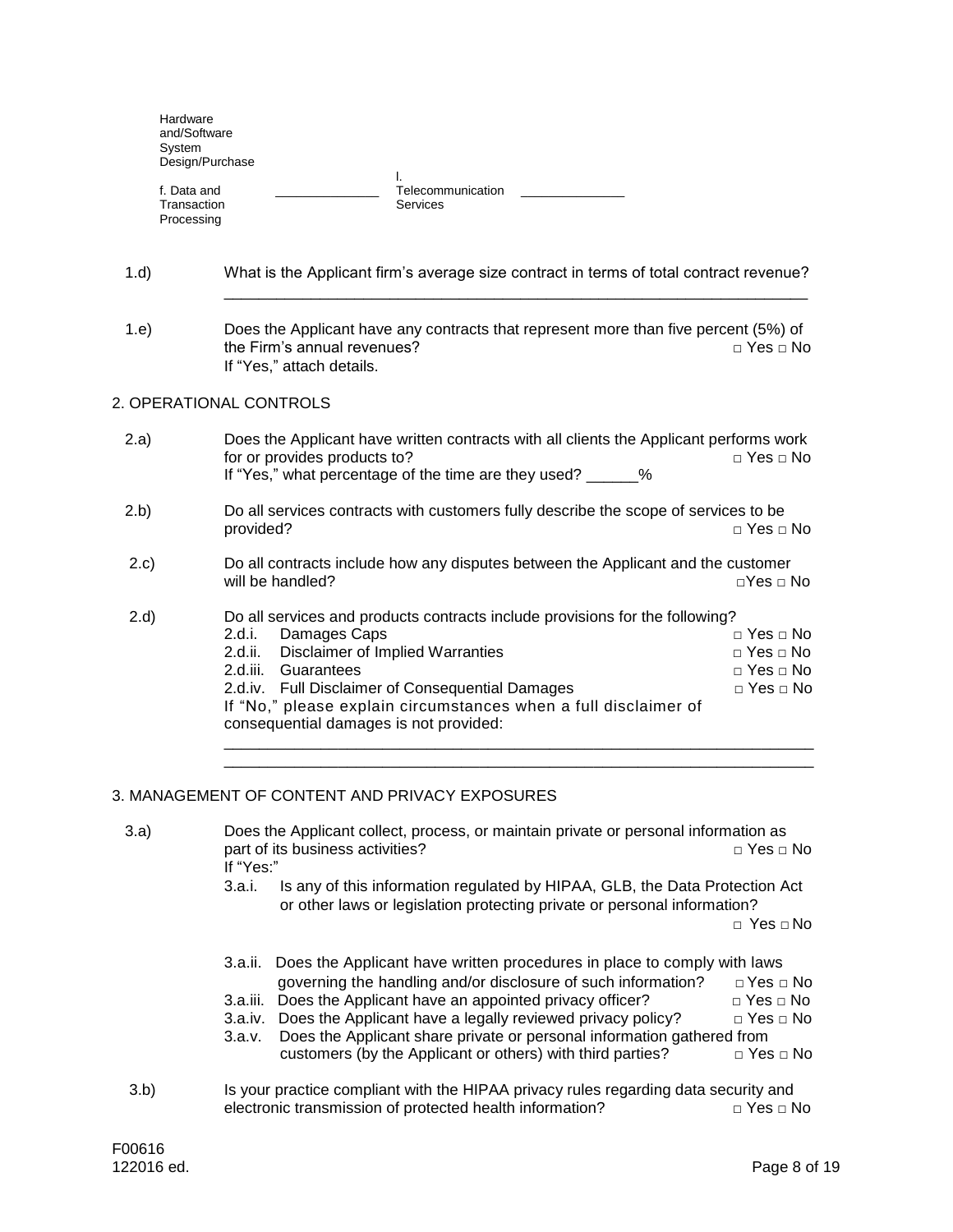| | | | |
|---|---|---|---|
| Hardware and/Software System Design/Purchase | | | |
| f. Data and Transaction Processing | ______________ | l. Telecommunication Services | ______________ |

1.d) What is the Applicant firm's average size contract in terms of total contract revenue?

_____________________________________________________________________

1.e) Does the Applicant have any contracts that represent more than five percent (5%) of the Firm's annual revenues? □ Yes □ No
If "Yes," attach details.

## 2. OPERATIONAL CONTROLS

2.a) Does the Applicant have written contracts with all clients the Applicant performs work for or provides products to? □ Yes □ No
If "Yes," what percentage of the time are they used? ______%

2.b) Do all services contracts with customers fully describe the scope of services to be provided? □ Yes □ No

2.c) Do all contracts include how any disputes between the Applicant and the customer will be handled? □Yes □ No

2.d) Do all services and products contracts include provisions for the following?

- 2.d.i. Damages Caps □ Yes □ No
- 2.d.ii. Disclaimer of Implied Warranties □ Yes □ No
- 2.d.iii. Guarantees □ Yes □ No
- 2.d.iv. Full Disclaimer of Consequential Damages □ Yes □ No

If "No," please explain circumstances when a full disclaimer of consequential damages is not provided:

_____________________________________________________________________
_____________________________________________________________________

## 3. MANAGEMENT OF CONTENT AND PRIVACY EXPOSURES

3.a) Does the Applicant collect, process, or maintain private or personal information as part of its business activities? □ Yes □ No
If "Yes:"

- 3.a.i. Is any of this information regulated by HIPAA, GLB, the Data Protection Act or other laws or legislation protecting private or personal information? □ Yes □ No
- 3.a.ii. Does the Applicant have written procedures in place to comply with laws governing the handling and/or disclosure of such information? □ Yes □ No
- 3.a.iii. Does the Applicant have an appointed privacy officer? □ Yes □ No
- 3.a.iv. Does the Applicant have a legally reviewed privacy policy? □ Yes □ No
- 3.a.v. Does the Applicant share private or personal information gathered from customers (by the Applicant or others) with third parties? □ Yes □ No

3.b) Is your practice compliant with the HIPAA privacy rules regarding data security and electronic transmission of protected health information? □ Yes □ No

F00616
122016 ed.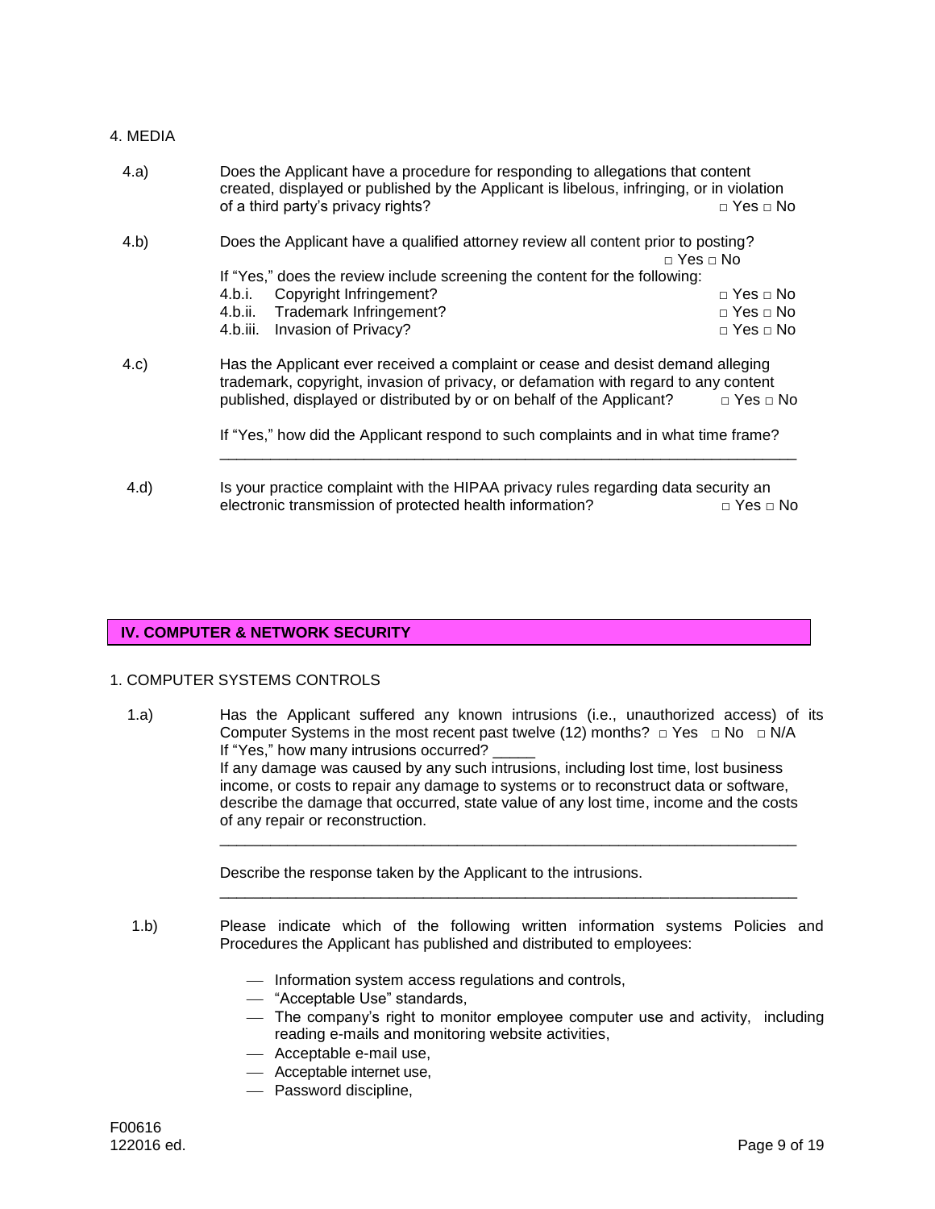4. MEDIA

4.a) Does the Applicant have a procedure for responding to allegations that content created, displayed or published by the Applicant is libelous, infringing, or in violation of a third party's privacy rights? □ Yes □ No

4.b) Does the Applicant have a qualified attorney review all content prior to posting? □ Yes □ No

If "Yes," does the review include screening the content for the following:

4.b.i. Copyright Infringement? □ Yes □ No
4.b.ii. Trademark Infringement? □ Yes □ No
4.b.iii. Invasion of Privacy? □ Yes □ No

4.c) Has the Applicant ever received a complaint or cease and desist demand alleging trademark, copyright, invasion of privacy, or defamation with regard to any content published, displayed or distributed by or on behalf of the Applicant? □ Yes □ No

If "Yes," how did the Applicant respond to such complaints and in what time frame?

_______________________________________________________________________

4.d) Is your practice complaint with the HIPAA privacy rules regarding data security an electronic transmission of protected health information? □ Yes □ No

## IV. COMPUTER & NETWORK SECURITY

1. COMPUTER SYSTEMS CONTROLS

1.a) Has the Applicant suffered any known intrusions (i.e., unauthorized access) of its Computer Systems in the most recent past twelve (12) months? □ Yes □ No □ N/A

If "Yes," how many intrusions occurred? _____

If any damage was caused by any such intrusions, including lost time, lost business income, or costs to repair any damage to systems or to reconstruct data or software, describe the damage that occurred, state value of any lost time, income and the costs of any repair or reconstruction.

_______________________________________________________________________

Describe the response taken by the Applicant to the intrusions.

_______________________________________________________________________

1.b) Please indicate which of the following written information systems Policies and Procedures the Applicant has published and distributed to employees:

- Information system access regulations and controls,
- "Acceptable Use" standards,
- The company's right to monitor employee computer use and activity, including reading e-mails and monitoring website activities,
- Acceptable e-mail use,
- Acceptable internet use,
- Password discipline,

F00616
122016 ed.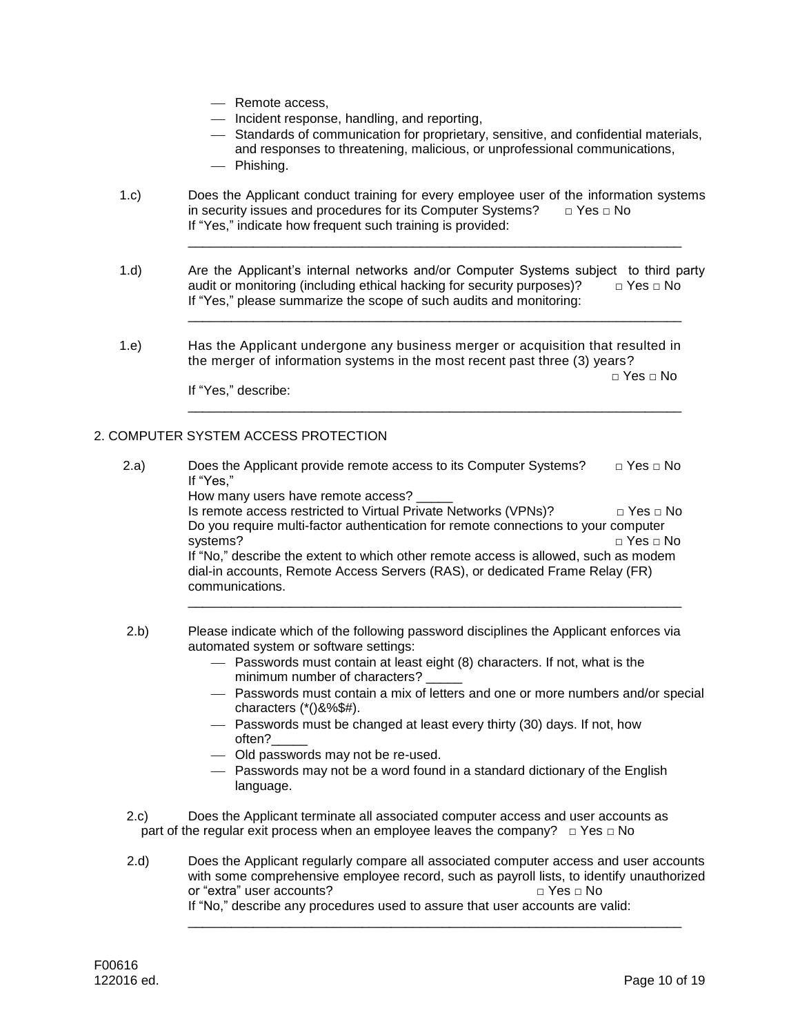- Remote access,
- Incident response, handling, and reporting,
- Standards of communication for proprietary, sensitive, and confidential materials, and responses to threatening, malicious, or unprofessional communications,
- Phishing.

1.c) Does the Applicant conduct training for every employee user of the information systems in security issues and procedures for its Computer Systems? □ Yes □ No
If "Yes," indicate how frequent such training is provided:
\_\_\_\_\_\_\_\_\_\_\_\_\_\_\_\_\_\_\_\_\_\_\_\_\_\_\_\_\_\_\_\_\_\_\_\_\_\_\_\_\_\_\_\_\_\_\_\_\_\_\_\_\_\_\_\_\_\_\_\_\_\_\_\_

1.d) Are the Applicant's internal networks and/or Computer Systems subject to third party audit or monitoring (including ethical hacking for security purposes)? □ Yes □ No
If "Yes," please summarize the scope of such audits and monitoring:
\_\_\_\_\_\_\_\_\_\_\_\_\_\_\_\_\_\_\_\_\_\_\_\_\_\_\_\_\_\_\_\_\_\_\_\_\_\_\_\_\_\_\_\_\_\_\_\_\_\_\_\_\_\_\_\_\_\_\_\_\_\_\_\_

1.e) Has the Applicant undergone any business merger or acquisition that resulted in the merger of information systems in the most recent past three (3) years? □ Yes □ No
If "Yes," describe:
\_\_\_\_\_\_\_\_\_\_\_\_\_\_\_\_\_\_\_\_\_\_\_\_\_\_\_\_\_\_\_\_\_\_\_\_\_\_\_\_\_\_\_\_\_\_\_\_\_\_\_\_\_\_\_\_\_\_\_\_\_\_\_\_

## 2. COMPUTER SYSTEM ACCESS PROTECTION

2.a) Does the Applicant provide remote access to its Computer Systems? □ Yes □ No
If "Yes,"
How many users have remote access? \_\_\_\_\_
Is remote access restricted to Virtual Private Networks (VPNs)? □ Yes □ No
Do you require multi-factor authentication for remote connections to your computer systems? □ Yes □ No
If "No," describe the extent to which other remote access is allowed, such as modem dial-in accounts, Remote Access Servers (RAS), or dedicated Frame Relay (FR) communications.
\_\_\_\_\_\_\_\_\_\_\_\_\_\_\_\_\_\_\_\_\_\_\_\_\_\_\_\_\_\_\_\_\_\_\_\_\_\_\_\_\_\_\_\_\_\_\_\_\_\_\_\_\_\_\_\_\_\_\_\_\_\_\_\_

2.b) Please indicate which of the following password disciplines the Applicant enforces via automated system or software settings:
- Passwords must contain at least eight (8) characters. If not, what is the minimum number of characters? \_\_\_\_\_
- Passwords must contain a mix of letters and one or more numbers and/or special characters (*()&%$#).
- Passwords must be changed at least every thirty (30) days. If not, how often?\_\_\_\_\_
- Old passwords may not be re-used.
- Passwords may not be a word found in a standard dictionary of the English language.

2.c) Does the Applicant terminate all associated computer access and user accounts as part of the regular exit process when an employee leaves the company? □ Yes □ No

2.d) Does the Applicant regularly compare all associated computer access and user accounts with some comprehensive employee record, such as payroll lists, to identify unauthorized or "extra" user accounts? □ Yes □ No
If "No," describe any procedures used to assure that user accounts are valid:
\_\_\_\_\_\_\_\_\_\_\_\_\_\_\_\_\_\_\_\_\_\_\_\_\_\_\_\_\_\_\_\_\_\_\_\_\_\_\_\_\_\_\_\_\_\_\_\_\_\_\_\_\_\_\_\_\_\_\_\_\_\_\_\_

F00616
122016 ed.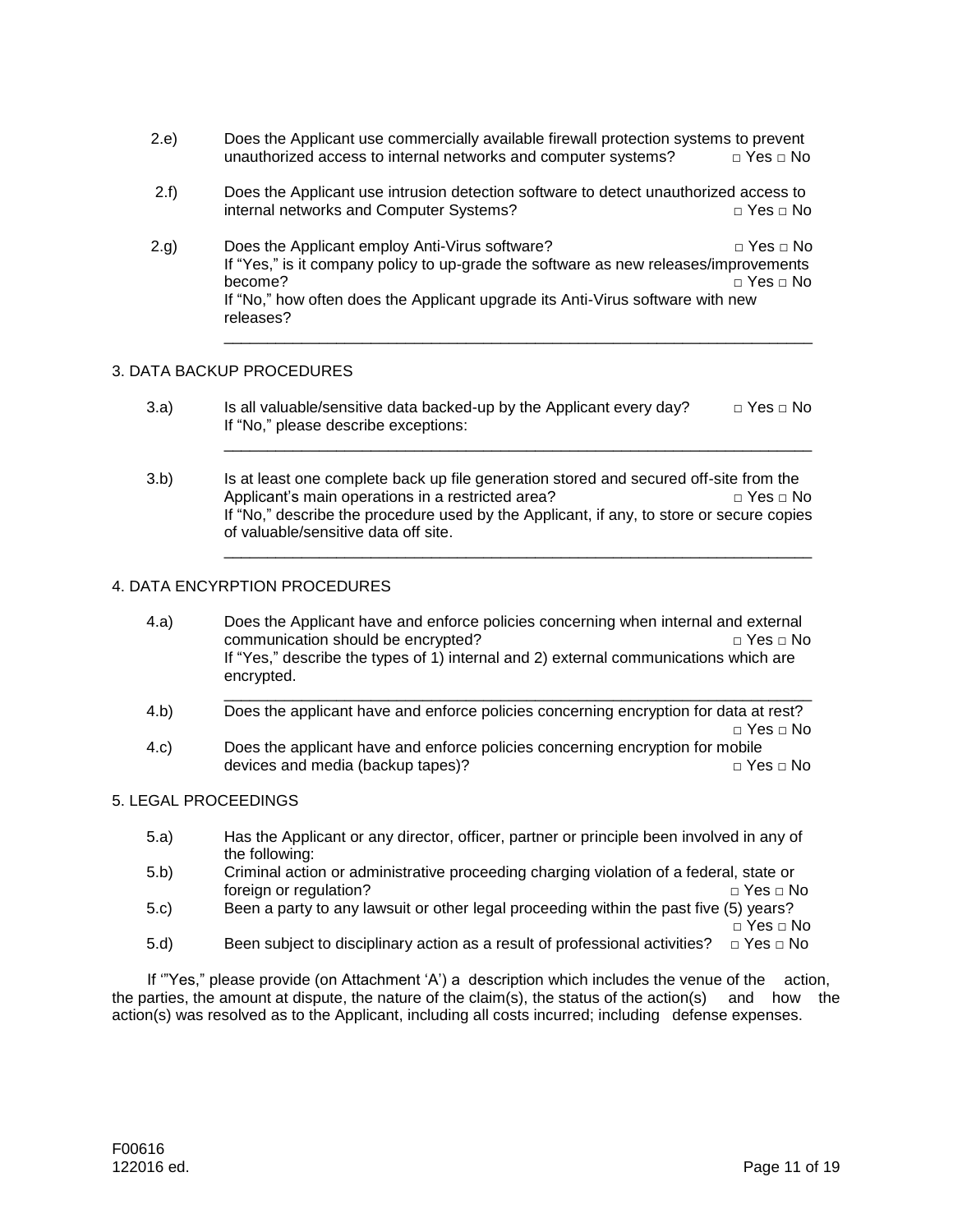2.e) Does the Applicant use commercially available firewall protection systems to prevent unauthorized access to internal networks and computer systems? □ Yes □ No

2.f) Does the Applicant use intrusion detection software to detect unauthorized access to internal networks and Computer Systems? □ Yes □ No

2.g) Does the Applicant employ Anti-Virus software? □ Yes □ No
If "Yes," is it company policy to up-grade the software as new releases/improvements become? □ Yes □ No
If "No," how often does the Applicant upgrade its Anti-Virus software with new releases?
\_\_\_\_\_\_\_\_\_\_\_\_\_\_\_\_\_\_\_\_\_\_\_\_\_\_\_\_\_\_\_\_\_\_\_\_\_\_\_\_\_\_\_\_\_\_\_\_\_\_\_\_\_\_\_\_\_\_\_\_\_\_\_\_

3. DATA BACKUP PROCEDURES

3.a) Is all valuable/sensitive data backed-up by the Applicant every day? □ Yes □ No
If "No," please describe exceptions:
\_\_\_\_\_\_\_\_\_\_\_\_\_\_\_\_\_\_\_\_\_\_\_\_\_\_\_\_\_\_\_\_\_\_\_\_\_\_\_\_\_\_\_\_\_\_\_\_\_\_\_\_\_\_\_\_\_\_\_\_\_\_\_\_

3.b) Is at least one complete back up file generation stored and secured off-site from the Applicant's main operations in a restricted area? □ Yes □ No
If "No," describe the procedure used by the Applicant, if any, to store or secure copies of valuable/sensitive data off site.
\_\_\_\_\_\_\_\_\_\_\_\_\_\_\_\_\_\_\_\_\_\_\_\_\_\_\_\_\_\_\_\_\_\_\_\_\_\_\_\_\_\_\_\_\_\_\_\_\_\_\_\_\_\_\_\_\_\_\_\_\_\_\_\_

4. DATA ENCYRPTION PROCEDURES

4.a) Does the Applicant have and enforce policies concerning when internal and external communication should be encrypted? □ Yes □ No
If "Yes," describe the types of 1) internal and 2) external communications which are encrypted.
\_\_\_\_\_\_\_\_\_\_\_\_\_\_\_\_\_\_\_\_\_\_\_\_\_\_\_\_\_\_\_\_\_\_\_\_\_\_\_\_\_\_\_\_\_\_\_\_\_\_\_\_\_\_\_\_\_\_\_\_\_\_\_\_

4.b) Does the applicant have and enforce policies concerning encryption for data at rest? □ Yes □ No

4.c) Does the applicant have and enforce policies concerning encryption for mobile devices and media (backup tapes)? □ Yes □ No

5. LEGAL PROCEEDINGS

5.a) Has the Applicant or any director, officer, partner or principle been involved in any of the following:

5.b) Criminal action or administrative proceeding charging violation of a federal, state or foreign or regulation? □ Yes □ No

5.c) Been a party to any lawsuit or other legal proceeding within the past five (5) years? □ Yes □ No

5.d) Been subject to disciplinary action as a result of professional activities? □ Yes □ No

If '"Yes," please provide (on Attachment 'A') a description which includes the venue of the action, the parties, the amount at dispute, the nature of the claim(s), the status of the action(s) and how the action(s) was resolved as to the Applicant, including all costs incurred; including defense expenses.

F00616
122016 ed.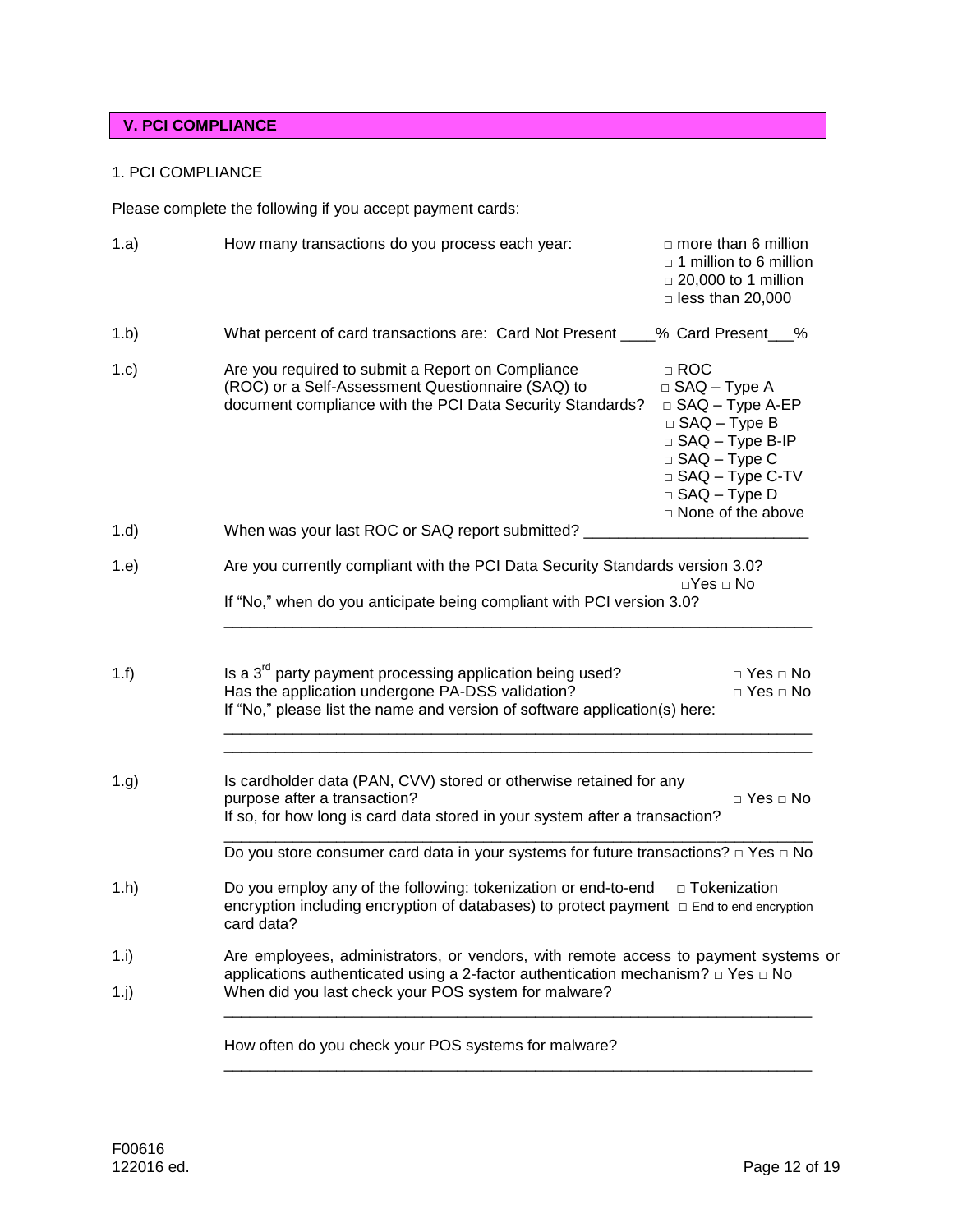## V. PCI COMPLIANCE

1. PCI COMPLIANCE

Please complete the following if you accept payment cards:

1.a) How many transactions do you process each year:
- □ more than 6 million
- □ 1 million to 6 million
- □ 20,000 to 1 million
- □ less than 20,000

1.b) What percent of card transactions are: Card Not Present ____% Card Present___%

1.c) Are you required to submit a Report on Compliance (ROC) or a Self-Assessment Questionnaire (SAQ) to document compliance with the PCI Data Security Standards?
- □ ROC
- □ SAQ – Type A
- □ SAQ – Type A-EP
- □ SAQ – Type B
- □ SAQ – Type B-IP
- □ SAQ – Type C
- □ SAQ – Type C-TV
- □ SAQ – Type D
- □ None of the above

1.d) When was your last ROC or SAQ report submitted? _________________________

1.e) Are you currently compliant with the PCI Data Security Standards version 3.0? □Yes □ No

If "No," when do you anticipate being compliant with PCI version 3.0?

_____________________________________________________________________

1.f) Is a 3rd party payment processing application being used? □ Yes □ No

Has the application undergone PA-DSS validation? □ Yes □ No

If "No," please list the name and version of software application(s) here:

_____________________________________________________________________

_____________________________________________________________________

1.g) Is cardholder data (PAN, CVV) stored or otherwise retained for any purpose after a transaction? □ Yes □ No

If so, for how long is card data stored in your system after a transaction?

_____________________________________________________________________

Do you store consumer card data in your systems for future transactions? □ Yes □ No

1.h) Do you employ any of the following: tokenization or end-to-end encryption including encryption of databases) to protect payment card data?
- □ Tokenization
- □ End to end encryption

1.i) Are employees, administrators, or vendors, with remote access to payment systems or applications authenticated using a 2-factor authentication mechanism? □ Yes □ No

1.j) When did you last check your POS system for malware?

_____________________________________________________________________

How often do you check your POS systems for malware?

_____________________________________________________________________

F00616
122016 ed.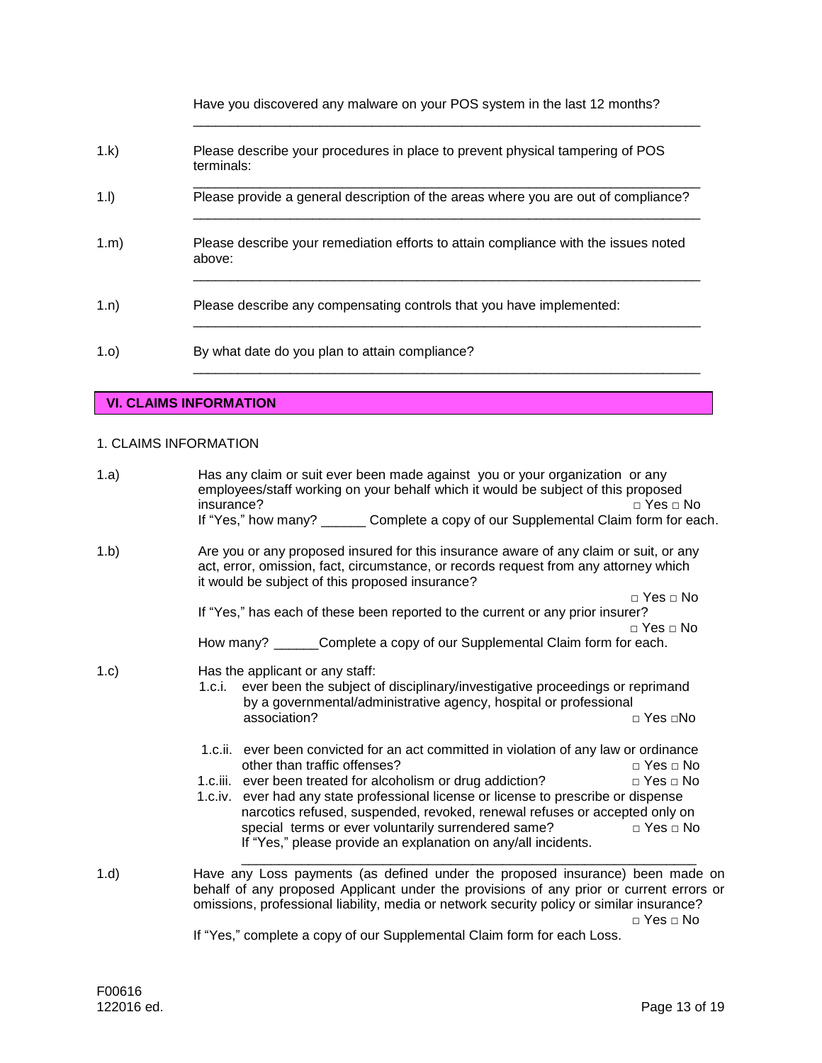Have you discovered any malware on your POS system in the last 12 months?

_______________________________________________________________

1.k) Please describe your procedures in place to prevent physical tampering of POS terminals:

_______________________________________________________________

1.l) Please provide a general description of the areas where you are out of compliance?

_______________________________________________________________

1.m) Please describe your remediation efforts to attain compliance with the issues noted above:

_______________________________________________________________

1.n) Please describe any compensating controls that you have implemented:

_______________________________________________________________

1.o) By what date do you plan to attain compliance?

_______________________________________________________________

## VI. CLAIMS INFORMATION

1. CLAIMS INFORMATION

1.a) Has any claim or suit ever been made against you or your organization or any employees/staff working on your behalf which it would be subject of this proposed insurance? □ Yes □ No
If "Yes," how many? ______ Complete a copy of our Supplemental Claim form for each.

1.b) Are you or any proposed insured for this insurance aware of any claim or suit, or any act, error, omission, fact, circumstance, or records request from any attorney which it would be subject of this proposed insurance? □ Yes □ No
If "Yes," has each of these been reported to the current or any prior insurer? □ Yes □ No
How many? ______Complete a copy of our Supplemental Claim form for each.

1.c) Has the applicant or any staff:

- 1.c.i. ever been the subject of disciplinary/investigative proceedings or reprimand by a governmental/administrative agency, hospital or professional association? □ Yes □No
- 1.c.ii. ever been convicted for an act committed in violation of any law or ordinance other than traffic offenses? □ Yes □ No
- 1.c.iii. ever been treated for alcoholism or drug addiction? □ Yes □ No
- 1.c.iv. ever had any state professional license or license to prescribe or dispense narcotics refused, suspended, revoked, renewal refuses or accepted only on special terms or ever voluntarily surrendered same? □ Yes □ No
  If "Yes," please provide an explanation on any/all incidents.

  _______________________________________________________________

1.d) Have any Loss payments (as defined under the proposed insurance) been made on behalf of any proposed Applicant under the provisions of any prior or current errors or omissions, professional liability, media or network security policy or similar insurance? □ Yes □ No
If "Yes," complete a copy of our Supplemental Claim form for each Loss.

F00616
122016 ed.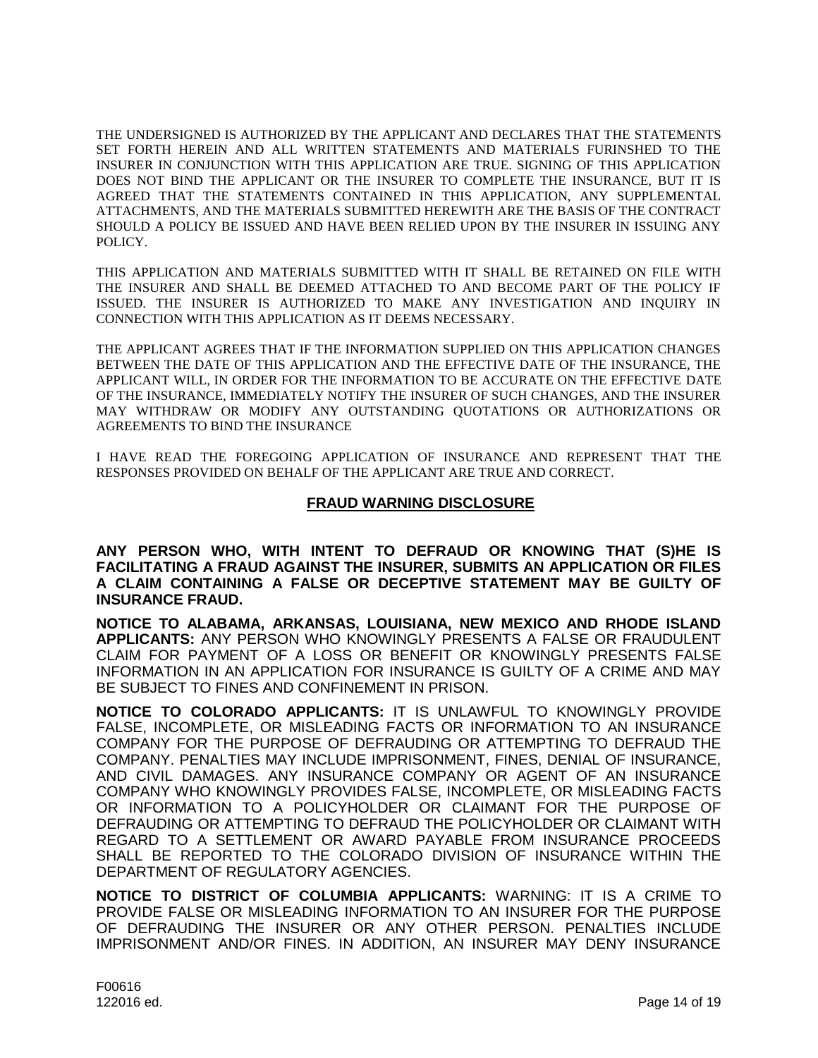THE UNDERSIGNED IS AUTHORIZED BY THE APPLICANT AND DECLARES THAT THE STATEMENTS SET FORTH HEREIN AND ALL WRITTEN STATEMENTS AND MATERIALS FURINSHED TO THE INSURER IN CONJUNCTION WITH THIS APPLICATION ARE TRUE. SIGNING OF THIS APPLICATION DOES NOT BIND THE APPLICANT OR THE INSURER TO COMPLETE THE INSURANCE, BUT IT IS AGREED THAT THE STATEMENTS CONTAINED IN THIS APPLICATION, ANY SUPPLEMENTAL ATTACHMENTS, AND THE MATERIALS SUBMITTED HEREWITH ARE THE BASIS OF THE CONTRACT SHOULD A POLICY BE ISSUED AND HAVE BEEN RELIED UPON BY THE INSURER IN ISSUING ANY POLICY.

THIS APPLICATION AND MATERIALS SUBMITTED WITH IT SHALL BE RETAINED ON FILE WITH THE INSURER AND SHALL BE DEEMED ATTACHED TO AND BECOME PART OF THE POLICY IF ISSUED. THE INSURER IS AUTHORIZED TO MAKE ANY INVESTIGATION AND INQUIRY IN CONNECTION WITH THIS APPLICATION AS IT DEEMS NECESSARY.

THE APPLICANT AGREES THAT IF THE INFORMATION SUPPLIED ON THIS APPLICATION CHANGES BETWEEN THE DATE OF THIS APPLICATION AND THE EFFECTIVE DATE OF THE INSURANCE, THE APPLICANT WILL, IN ORDER FOR THE INFORMATION TO BE ACCURATE ON THE EFFECTIVE DATE OF THE INSURANCE, IMMEDIATELY NOTIFY THE INSURER OF SUCH CHANGES, AND THE INSURER MAY WITHDRAW OR MODIFY ANY OUTSTANDING QUOTATIONS OR AUTHORIZATIONS OR AGREEMENTS TO BIND THE INSURANCE

I HAVE READ THE FOREGOING APPLICATION OF INSURANCE AND REPRESENT THAT THE RESPONSES PROVIDED ON BEHALF OF THE APPLICANT ARE TRUE AND CORRECT.

## FRAUD WARNING DISCLOSURE

**ANY PERSON WHO, WITH INTENT TO DEFRAUD OR KNOWING THAT (S)HE IS FACILITATING A FRAUD AGAINST THE INSURER, SUBMITS AN APPLICATION OR FILES A CLAIM CONTAINING A FALSE OR DECEPTIVE STATEMENT MAY BE GUILTY OF INSURANCE FRAUD.**

**NOTICE TO ALABAMA, ARKANSAS, LOUISIANA, NEW MEXICO AND RHODE ISLAND APPLICANTS:** ANY PERSON WHO KNOWINGLY PRESENTS A FALSE OR FRAUDULENT CLAIM FOR PAYMENT OF A LOSS OR BENEFIT OR KNOWINGLY PRESENTS FALSE INFORMATION IN AN APPLICATION FOR INSURANCE IS GUILTY OF A CRIME AND MAY BE SUBJECT TO FINES AND CONFINEMENT IN PRISON.

**NOTICE TO COLORADO APPLICANTS:** IT IS UNLAWFUL TO KNOWINGLY PROVIDE FALSE, INCOMPLETE, OR MISLEADING FACTS OR INFORMATION TO AN INSURANCE COMPANY FOR THE PURPOSE OF DEFRAUDING OR ATTEMPTING TO DEFRAUD THE COMPANY. PENALTIES MAY INCLUDE IMPRISONMENT, FINES, DENIAL OF INSURANCE, AND CIVIL DAMAGES. ANY INSURANCE COMPANY OR AGENT OF AN INSURANCE COMPANY WHO KNOWINGLY PROVIDES FALSE, INCOMPLETE, OR MISLEADING FACTS OR INFORMATION TO A POLICYHOLDER OR CLAIMANT FOR THE PURPOSE OF DEFRAUDING OR ATTEMPTING TO DEFRAUD THE POLICYHOLDER OR CLAIMANT WITH REGARD TO A SETTLEMENT OR AWARD PAYABLE FROM INSURANCE PROCEEDS SHALL BE REPORTED TO THE COLORADO DIVISION OF INSURANCE WITHIN THE DEPARTMENT OF REGULATORY AGENCIES.

**NOTICE TO DISTRICT OF COLUMBIA APPLICANTS:** WARNING: IT IS A CRIME TO PROVIDE FALSE OR MISLEADING INFORMATION TO AN INSURER FOR THE PURPOSE OF DEFRAUDING THE INSURER OR ANY OTHER PERSON. PENALTIES INCLUDE IMPRISONMENT AND/OR FINES. IN ADDITION, AN INSURER MAY DENY INSURANCE

F00616
122016 ed.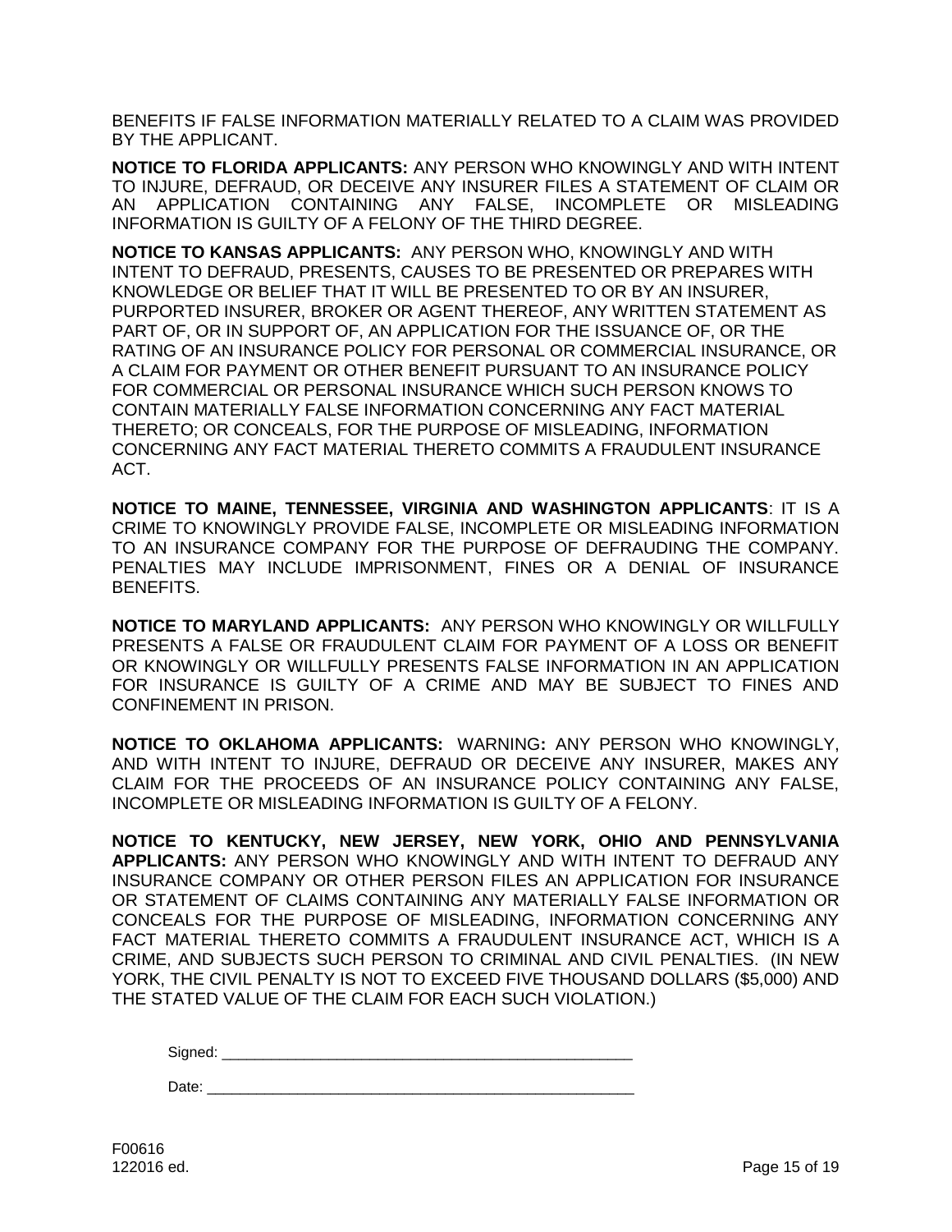BENEFITS IF FALSE INFORMATION MATERIALLY RELATED TO A CLAIM WAS PROVIDED BY THE APPLICANT.

**NOTICE TO FLORIDA APPLICANTS:** ANY PERSON WHO KNOWINGLY AND WITH INTENT TO INJURE, DEFRAUD, OR DECEIVE ANY INSURER FILES A STATEMENT OF CLAIM OR AN APPLICATION CONTAINING ANY FALSE, INCOMPLETE OR MISLEADING INFORMATION IS GUILTY OF A FELONY OF THE THIRD DEGREE.

**NOTICE TO KANSAS APPLICANTS:** ANY PERSON WHO, KNOWINGLY AND WITH INTENT TO DEFRAUD, PRESENTS, CAUSES TO BE PRESENTED OR PREPARES WITH KNOWLEDGE OR BELIEF THAT IT WILL BE PRESENTED TO OR BY AN INSURER, PURPORTED INSURER, BROKER OR AGENT THEREOF, ANY WRITTEN STATEMENT AS PART OF, OR IN SUPPORT OF, AN APPLICATION FOR THE ISSUANCE OF, OR THE RATING OF AN INSURANCE POLICY FOR PERSONAL OR COMMERCIAL INSURANCE, OR A CLAIM FOR PAYMENT OR OTHER BENEFIT PURSUANT TO AN INSURANCE POLICY FOR COMMERCIAL OR PERSONAL INSURANCE WHICH SUCH PERSON KNOWS TO CONTAIN MATERIALLY FALSE INFORMATION CONCERNING ANY FACT MATERIAL THERETO; OR CONCEALS, FOR THE PURPOSE OF MISLEADING, INFORMATION CONCERNING ANY FACT MATERIAL THERETO COMMITS A FRAUDULENT INSURANCE ACT.

**NOTICE TO MAINE, TENNESSEE, VIRGINIA AND WASHINGTON APPLICANTS**: IT IS A CRIME TO KNOWINGLY PROVIDE FALSE, INCOMPLETE OR MISLEADING INFORMATION TO AN INSURANCE COMPANY FOR THE PURPOSE OF DEFRAUDING THE COMPANY. PENALTIES MAY INCLUDE IMPRISONMENT, FINES OR A DENIAL OF INSURANCE BENEFITS.

**NOTICE TO MARYLAND APPLICANTS:** ANY PERSON WHO KNOWINGLY OR WILLFULLY PRESENTS A FALSE OR FRAUDULENT CLAIM FOR PAYMENT OF A LOSS OR BENEFIT OR KNOWINGLY OR WILLFULLY PRESENTS FALSE INFORMATION IN AN APPLICATION FOR INSURANCE IS GUILTY OF A CRIME AND MAY BE SUBJECT TO FINES AND CONFINEMENT IN PRISON.

**NOTICE TO OKLAHOMA APPLICANTS:** WARNING**:** ANY PERSON WHO KNOWINGLY, AND WITH INTENT TO INJURE, DEFRAUD OR DECEIVE ANY INSURER, MAKES ANY CLAIM FOR THE PROCEEDS OF AN INSURANCE POLICY CONTAINING ANY FALSE, INCOMPLETE OR MISLEADING INFORMATION IS GUILTY OF A FELONY.

**NOTICE TO KENTUCKY, NEW JERSEY, NEW YORK, OHIO AND PENNSYLVANIA APPLICANTS:** ANY PERSON WHO KNOWINGLY AND WITH INTENT TO DEFRAUD ANY INSURANCE COMPANY OR OTHER PERSON FILES AN APPLICATION FOR INSURANCE OR STATEMENT OF CLAIMS CONTAINING ANY MATERIALLY FALSE INFORMATION OR CONCEALS FOR THE PURPOSE OF MISLEADING, INFORMATION CONCERNING ANY FACT MATERIAL THERETO COMMITS A FRAUDULENT INSURANCE ACT, WHICH IS A CRIME, AND SUBJECTS SUCH PERSON TO CRIMINAL AND CIVIL PENALTIES. (IN NEW YORK, THE CIVIL PENALTY IS NOT TO EXCEED FIVE THOUSAND DOLLARS ($5,000) AND THE STATED VALUE OF THE CLAIM FOR EACH SUCH VIOLATION.)

Signed: ___________________________________________________

Date: _____________________________________________________

F00616
122016 ed.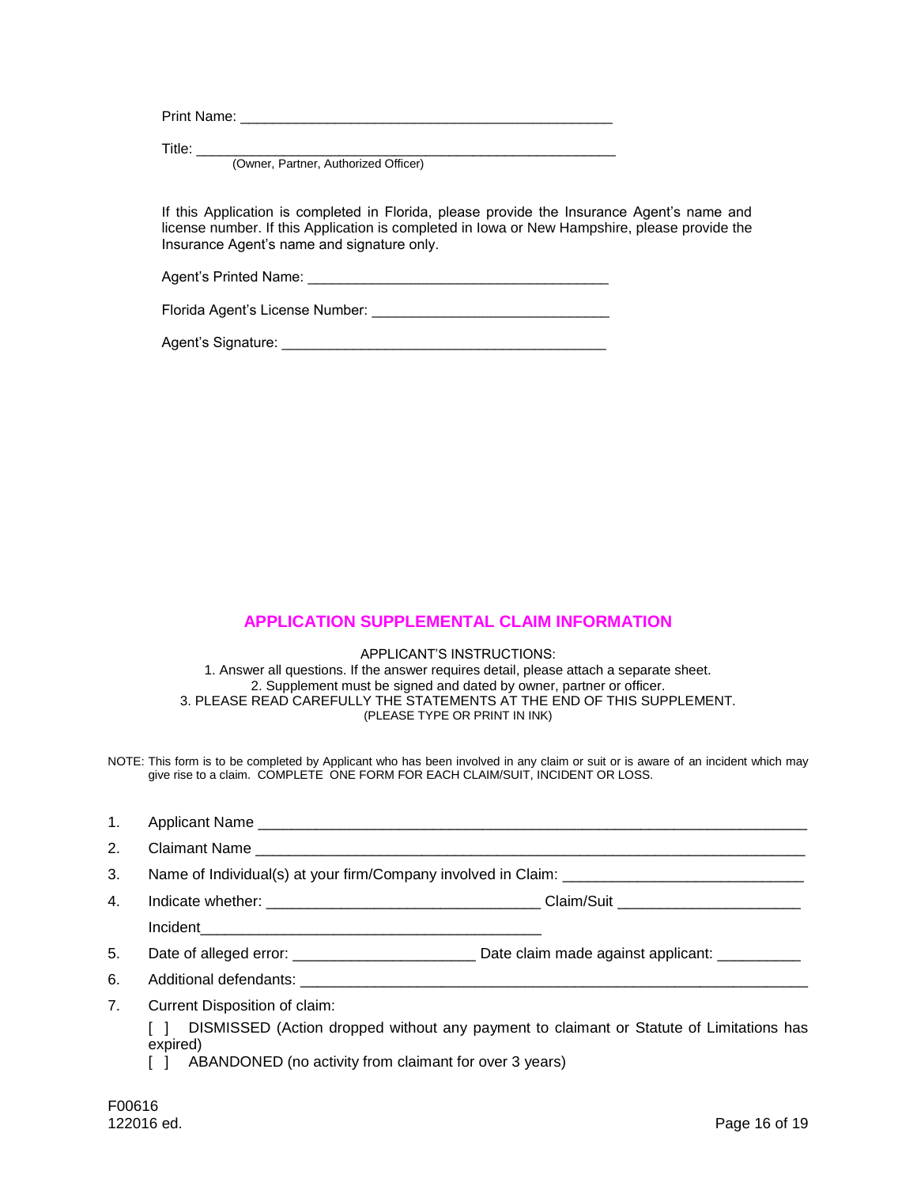Print Name: ________________________________________________

Title: ______________________________________________________
(Owner, Partner, Authorized Officer)

If this Application is completed in Florida, please provide the Insurance Agent's name and license number. If this Application is completed in Iowa or New Hampshire, please provide the Insurance Agent's name and signature only.

Agent's Printed Name: ______________________________________

Florida Agent's License Number: ______________________________

Agent's Signature: __________________________________________

## APPLICATION SUPPLEMENTAL CLAIM INFORMATION

APPLICANT'S INSTRUCTIONS:
1. Answer all questions. If the answer requires detail, please attach a separate sheet.
2. Supplement must be signed and dated by owner, partner or officer.
3. PLEASE READ CAREFULLY THE STATEMENTS AT THE END OF THIS SUPPLEMENT.
(PLEASE TYPE OR PRINT IN INK)

NOTE: This form is to be completed by Applicant who has been involved in any claim or suit or is aware of an incident which may give rise to a claim. COMPLETE ONE FORM FOR EACH CLAIM/SUIT, INCIDENT OR LOSS.

1. Applicant Name ______________________________________________________________________
2. Claimant Name ______________________________________________________________________
3. Name of Individual(s) at your firm/Company involved in Claim: _____________________________
4. Indicate whether: _________________________________ Claim/Suit ______________________
   Incident_________________________________________
5. Date of alleged error: ______________________ Date claim made against applicant: __________
6. Additional defendants: _______________________________________________________________
7. Current Disposition of claim:

   [ ] DISMISSED (Action dropped without any payment to claimant or Statute of Limitations has expired)

   [ ] ABANDONED (no activity from claimant for over 3 years)

F00616
122016 ed.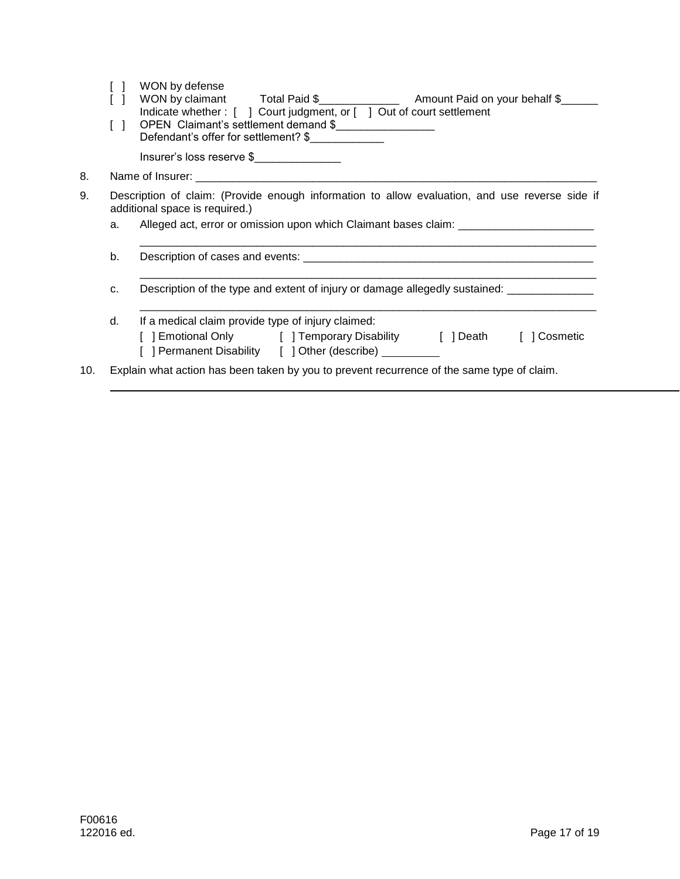- [ ] WON by defense
- [ ] WON by claimant  Total Paid $_____________  Amount Paid on your behalf $______
  Indicate whether : [ ] Court judgment, or [ ] Out of court settlement
- [ ] OPEN Claimant's settlement demand $________________
  Defendant's offer for settlement? $____________

  Insurer's loss reserve $______________

8. Name of Insurer: ____________________________________________________________________

9. Description of claim: (Provide enough information to allow evaluation, and use reverse side if additional space is required.)

   a. Alleged act, error or omission upon which Claimant bases claim: ______________________
   ____________________________________________________________________________

   b. Description of cases and events: _________________________________________________
   ____________________________________________________________________________

   c. Description of the type and extent of injury or damage allegedly sustained: ______________
   ____________________________________________________________________________

   d. If a medical claim provide type of injury claimed:
   [ ] Emotional Only   [ ] Temporary Disability   [ ] Death   [ ] Cosmetic
   [ ] Permanent Disability   [ ] Other (describe) _________

10. Explain what action has been taken by you to prevent recurrence of the same type of claim.
____________________________________________________________________________

F00616
122016 ed.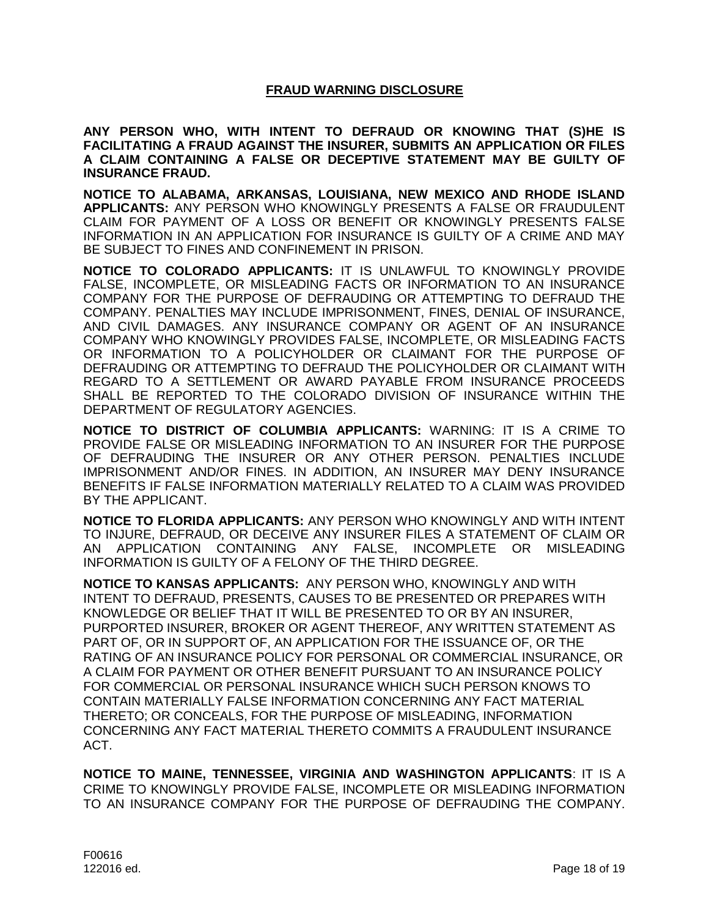## FRAUD WARNING DISCLOSURE

**ANY PERSON WHO, WITH INTENT TO DEFRAUD OR KNOWING THAT (S)HE IS FACILITATING A FRAUD AGAINST THE INSURER, SUBMITS AN APPLICATION OR FILES A CLAIM CONTAINING A FALSE OR DECEPTIVE STATEMENT MAY BE GUILTY OF INSURANCE FRAUD.**

**NOTICE TO ALABAMA, ARKANSAS, LOUISIANA, NEW MEXICO AND RHODE ISLAND APPLICANTS:** ANY PERSON WHO KNOWINGLY PRESENTS A FALSE OR FRAUDULENT CLAIM FOR PAYMENT OF A LOSS OR BENEFIT OR KNOWINGLY PRESENTS FALSE INFORMATION IN AN APPLICATION FOR INSURANCE IS GUILTY OF A CRIME AND MAY BE SUBJECT TO FINES AND CONFINEMENT IN PRISON.

**NOTICE TO COLORADO APPLICANTS:** IT IS UNLAWFUL TO KNOWINGLY PROVIDE FALSE, INCOMPLETE, OR MISLEADING FACTS OR INFORMATION TO AN INSURANCE COMPANY FOR THE PURPOSE OF DEFRAUDING OR ATTEMPTING TO DEFRAUD THE COMPANY. PENALTIES MAY INCLUDE IMPRISONMENT, FINES, DENIAL OF INSURANCE, AND CIVIL DAMAGES. ANY INSURANCE COMPANY OR AGENT OF AN INSURANCE COMPANY WHO KNOWINGLY PROVIDES FALSE, INCOMPLETE, OR MISLEADING FACTS OR INFORMATION TO A POLICYHOLDER OR CLAIMANT FOR THE PURPOSE OF DEFRAUDING OR ATTEMPTING TO DEFRAUD THE POLICYHOLDER OR CLAIMANT WITH REGARD TO A SETTLEMENT OR AWARD PAYABLE FROM INSURANCE PROCEEDS SHALL BE REPORTED TO THE COLORADO DIVISION OF INSURANCE WITHIN THE DEPARTMENT OF REGULATORY AGENCIES.

**NOTICE TO DISTRICT OF COLUMBIA APPLICANTS:** WARNING: IT IS A CRIME TO PROVIDE FALSE OR MISLEADING INFORMATION TO AN INSURER FOR THE PURPOSE OF DEFRAUDING THE INSURER OR ANY OTHER PERSON. PENALTIES INCLUDE IMPRISONMENT AND/OR FINES. IN ADDITION, AN INSURER MAY DENY INSURANCE BENEFITS IF FALSE INFORMATION MATERIALLY RELATED TO A CLAIM WAS PROVIDED BY THE APPLICANT.

**NOTICE TO FLORIDA APPLICANTS:** ANY PERSON WHO KNOWINGLY AND WITH INTENT TO INJURE, DEFRAUD, OR DECEIVE ANY INSURER FILES A STATEMENT OF CLAIM OR AN APPLICATION CONTAINING ANY FALSE, INCOMPLETE OR MISLEADING INFORMATION IS GUILTY OF A FELONY OF THE THIRD DEGREE.

**NOTICE TO KANSAS APPLICANTS:** ANY PERSON WHO, KNOWINGLY AND WITH INTENT TO DEFRAUD, PRESENTS, CAUSES TO BE PRESENTED OR PREPARES WITH KNOWLEDGE OR BELIEF THAT IT WILL BE PRESENTED TO OR BY AN INSURER, PURPORTED INSURER, BROKER OR AGENT THEREOF, ANY WRITTEN STATEMENT AS PART OF, OR IN SUPPORT OF, AN APPLICATION FOR THE ISSUANCE OF, OR THE RATING OF AN INSURANCE POLICY FOR PERSONAL OR COMMERCIAL INSURANCE, OR A CLAIM FOR PAYMENT OR OTHER BENEFIT PURSUANT TO AN INSURANCE POLICY FOR COMMERCIAL OR PERSONAL INSURANCE WHICH SUCH PERSON KNOWS TO CONTAIN MATERIALLY FALSE INFORMATION CONCERNING ANY FACT MATERIAL THERETO; OR CONCEALS, FOR THE PURPOSE OF MISLEADING, INFORMATION CONCERNING ANY FACT MATERIAL THERETO COMMITS A FRAUDULENT INSURANCE ACT.

**NOTICE TO MAINE, TENNESSEE, VIRGINIA AND WASHINGTON APPLICANTS**: IT IS A CRIME TO KNOWINGLY PROVIDE FALSE, INCOMPLETE OR MISLEADING INFORMATION TO AN INSURANCE COMPANY FOR THE PURPOSE OF DEFRAUDING THE COMPANY.

F00616
122016 ed.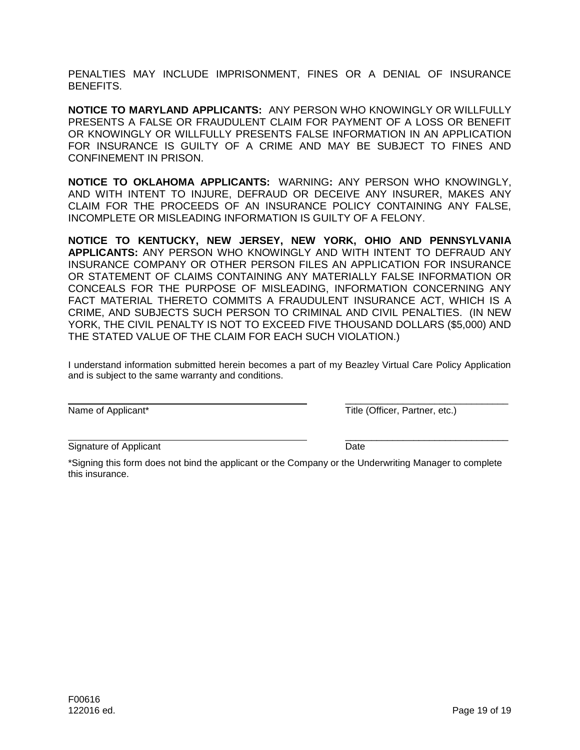PENALTIES MAY INCLUDE IMPRISONMENT, FINES OR A DENIAL OF INSURANCE BENEFITS.

**NOTICE TO MARYLAND APPLICANTS:** ANY PERSON WHO KNOWINGLY OR WILLFULLY PRESENTS A FALSE OR FRAUDULENT CLAIM FOR PAYMENT OF A LOSS OR BENEFIT OR KNOWINGLY OR WILLFULLY PRESENTS FALSE INFORMATION IN AN APPLICATION FOR INSURANCE IS GUILTY OF A CRIME AND MAY BE SUBJECT TO FINES AND CONFINEMENT IN PRISON.

**NOTICE TO OKLAHOMA APPLICANTS:** WARNING**:** ANY PERSON WHO KNOWINGLY, AND WITH INTENT TO INJURE, DEFRAUD OR DECEIVE ANY INSURER, MAKES ANY CLAIM FOR THE PROCEEDS OF AN INSURANCE POLICY CONTAINING ANY FALSE, INCOMPLETE OR MISLEADING INFORMATION IS GUILTY OF A FELONY.

**NOTICE TO KENTUCKY, NEW JERSEY, NEW YORK, OHIO AND PENNSYLVANIA APPLICANTS:** ANY PERSON WHO KNOWINGLY AND WITH INTENT TO DEFRAUD ANY INSURANCE COMPANY OR OTHER PERSON FILES AN APPLICATION FOR INSURANCE OR STATEMENT OF CLAIMS CONTAINING ANY MATERIALLY FALSE INFORMATION OR CONCEALS FOR THE PURPOSE OF MISLEADING, INFORMATION CONCERNING ANY FACT MATERIAL THERETO COMMITS A FRAUDULENT INSURANCE ACT, WHICH IS A CRIME, AND SUBJECTS SUCH PERSON TO CRIMINAL AND CIVIL PENALTIES. (IN NEW YORK, THE CIVIL PENALTY IS NOT TO EXCEED FIVE THOUSAND DOLLARS ($5,000) AND THE STATED VALUE OF THE CLAIM FOR EACH SUCH VIOLATION.)

I understand information submitted herein becomes a part of my Beazley Virtual Care Policy Application and is subject to the same warranty and conditions.

| | |
|---|---|
| ______________________________ | ______________________________ |
| Name of Applicant* | Title (Officer, Partner, etc.) |
| ______________________________ | ______________________________ |
| Signature of Applicant | Date |

*Signing this form does not bind the applicant or the Company or the Underwriting Manager to complete this insurance.

F00616
122016 ed.